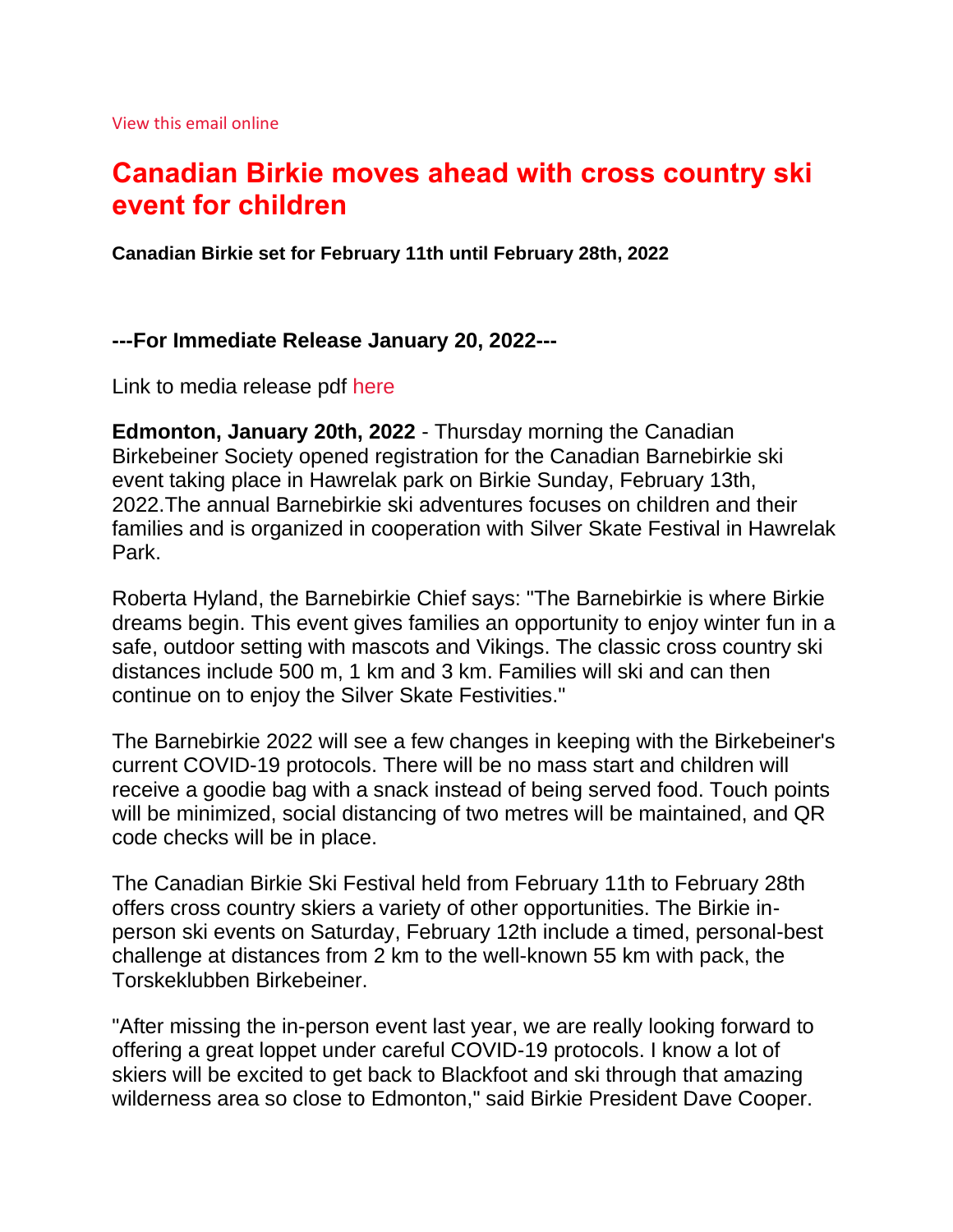View this email online

# Canadian Birkie moves ahead with cross country ski event for children

**Canadian Birkie set for February 11th until February 28th, 2022**

### ---For Immediate Release January 20, 2022---

Link to media release pdf here

**Edmonton, January 20th, 2022** - Thursday morning the Canadian Birkebeiner Society opened registration for the Canadian Barnebirkie ski event taking place in Hawrelak park on Birkie Sunday, February 13th, 2022.The annual Barnebirkie ski adventures focuses on children and their families and is organized in cooperation with Silver Skate Festival in Hawrelak Park.

Roberta Hyland, the Barnebirkie Chief says: "The Barnebirkie is where Birkie dreams begin. This event gives families an opportunity to enjoy winter fun in a safe, outdoor setting with mascots and Vikings. The classic cross country ski distances include 500 m, 1 km and 3 km. Families will ski and can then continue on to enjoy the Silver Skate Festivities."

The Barnebirkie 2022 will see a few changes in keeping with the Birkebeiner's current COVID-19 protocols. There will be no mass start and children will receive a goodie bag with a snack instead of being served food. Touch points will be minimized, social distancing of two metres will be maintained, and QR code checks will be in place.

The Canadian Birkie Ski Festival held from February 11th to February 28th offers cross country skiers a variety of other opportunities. The Birkie in-person ski events on Saturday, February 12th include a timed, personal-best challenge at distances from 2 km to the well-known 55 km with pack, the Torskeklubben Birkebeiner.

"After missing the in-person event last year, we are really looking forward to offering a great loppet under careful COVID-19 protocols. I know a lot of skiers will be excited to get back to Blackfoot and ski through that amazing wilderness area so close to Edmonton," said Birkie President Dave Cooper.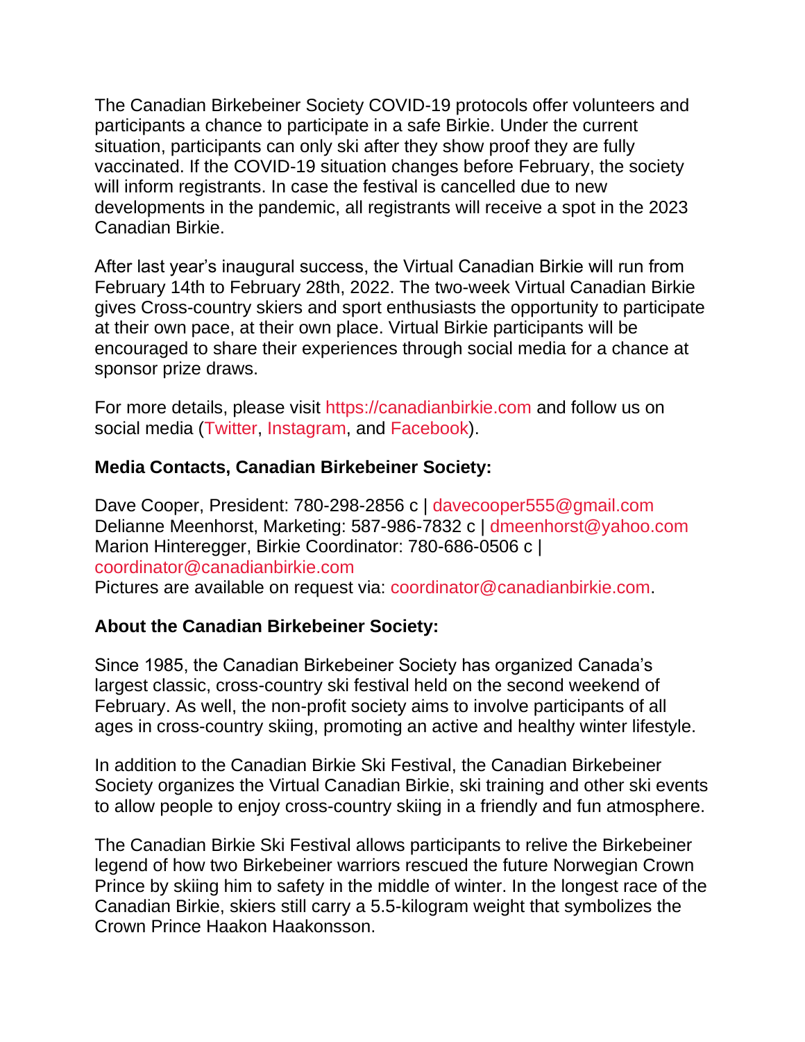The Canadian Birkebeiner Society COVID-19 protocols offer volunteers and participants a chance to participate in a safe Birkie. Under the current situation, participants can only ski after they show proof they are fully vaccinated. If the COVID-19 situation changes before February, the society will inform registrants. In case the festival is cancelled due to new developments in the pandemic, all registrants will receive a spot in the 2023 Canadian Birkie.

After last year's inaugural success, the Virtual Canadian Birkie will run from February 14th to February 28th, 2022. The two-week Virtual Canadian Birkie gives Cross-country skiers and sport enthusiasts the opportunity to participate at their own pace, at their own place. Virtual Birkie participants will be encouraged to share their experiences through social media for a chance at sponsor prize draws.

For more details, please visit https://canadianbirkie.com and follow us on social media (Twitter, Instagram, and Facebook).

**Media Contacts, Canadian Birkebeiner Society:**

Dave Cooper, President: 780-298-2856 c | davecooper555@gmail.com
Delianne Meenhorst, Marketing: 587-986-7832 c | dmeenhorst@yahoo.com
Marion Hinteregger, Birkie Coordinator: 780-686-0506 c | coordinator@canadianbirkie.com
Pictures are available on request via: coordinator@canadianbirkie.com.

**About the Canadian Birkebeiner Society:**

Since 1985, the Canadian Birkebeiner Society has organized Canada's largest classic, cross-country ski festival held on the second weekend of February. As well, the non-profit society aims to involve participants of all ages in cross-country skiing, promoting an active and healthy winter lifestyle.

In addition to the Canadian Birkie Ski Festival, the Canadian Birkebeiner Society organizes the Virtual Canadian Birkie, ski training and other ski events to allow people to enjoy cross-country skiing in a friendly and fun atmosphere.

The Canadian Birkie Ski Festival allows participants to relive the Birkebeiner legend of how two Birkebeiner warriors rescued the future Norwegian Crown Prince by skiing him to safety in the middle of winter. In the longest race of the Canadian Birkie, skiers still carry a 5.5-kilogram weight that symbolizes the Crown Prince Haakon Haakonsson.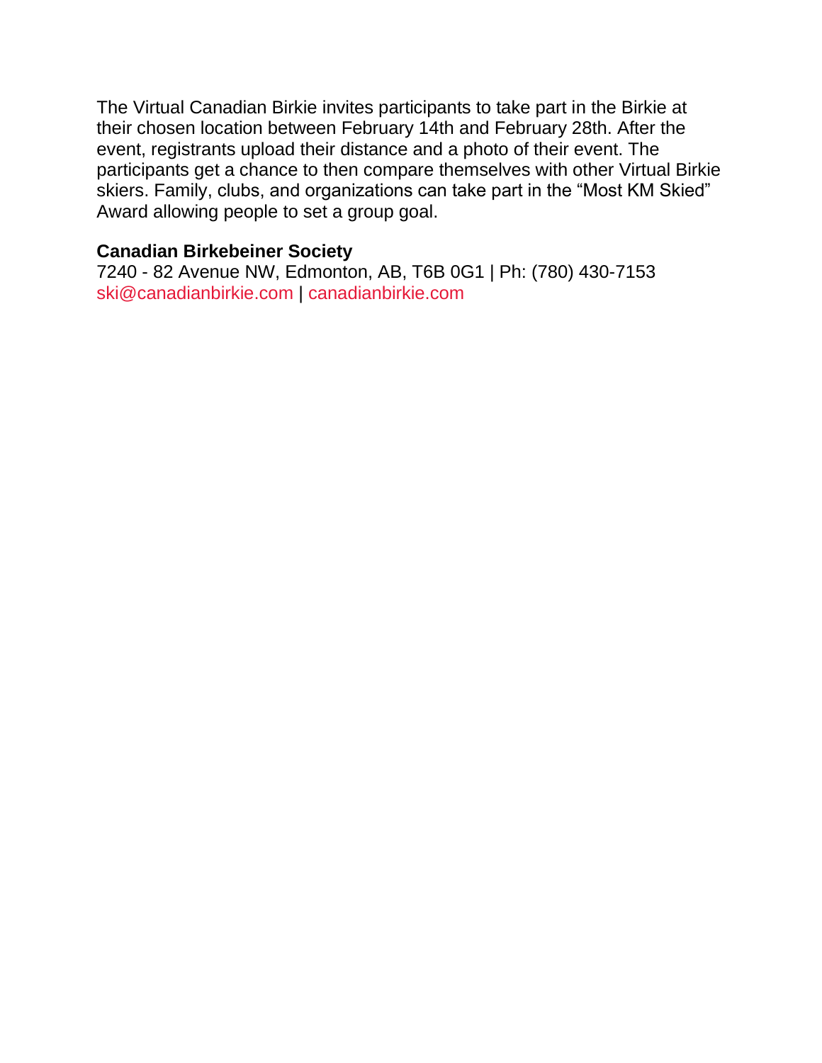The Virtual Canadian Birkie invites participants to take part in the Birkie at their chosen location between February 14th and February 28th. After the event, registrants upload their distance and a photo of their event. The participants get a chance to then compare themselves with other Virtual Birkie skiers. Family, clubs, and organizations can take part in the "Most KM Skied" Award allowing people to set a group goal.

**Canadian Birkebeiner Society**
7240 - 82 Avenue NW, Edmonton, AB, T6B 0G1 | Ph: (780) 430-7153
ski@canadianbirkie.com | canadianbirkie.com